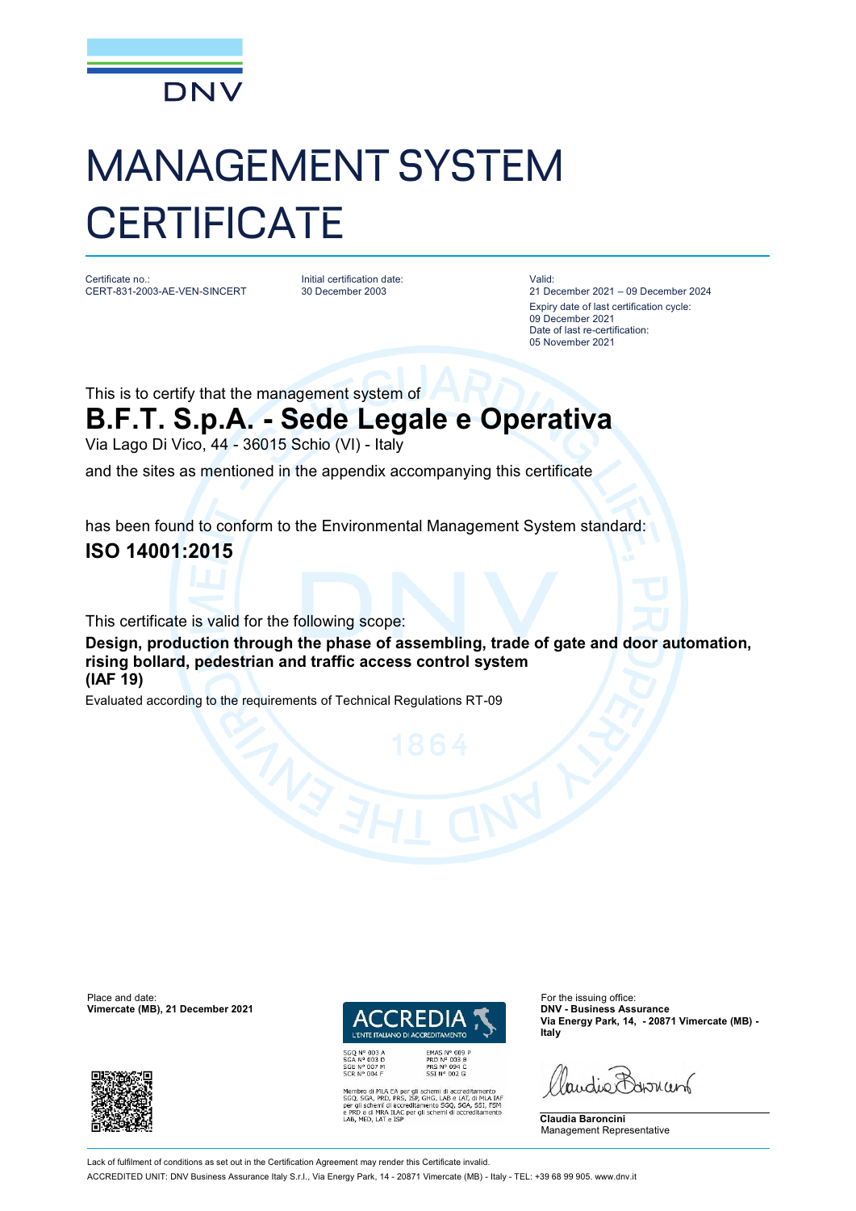DNV

# MANAGEMENT SYSTEM CERTIFICATE

Certificate no.:
CERT-831-2003-AE-VEN-SINCERT

Initial certification date:
30 December 2003

Valid:
21 December 2021 – 09 December 2024
Expiry date of last certification cycle:
09 December 2021
Date of last re-certification:
05 November 2021

This is to certify that the management system of

## B.F.T. S.p.A. - Sede Legale e Operativa

Via Lago Di Vico, 44 - 36015 Schio (VI) - Italy

and the sites as mentioned in the appendix accompanying this certificate

has been found to conform to the Environmental Management System standard:

**ISO 14001:2015**

This certificate is valid for the following scope:

**Design, production through the phase of assembling, trade of gate and door automation, rising bollard, pedestrian and traffic access control system**
**(IAF 19)**

Evaluated according to the requirements of Technical Regulations RT-09

Place and date:
**Vimercate (MB), 21 December 2021**

ACCREDIA
L'ENTE ITALIANO DI ACCREDITAMENTO

SGQ N° 003 A
SGA N° 003 D
SGE N° 007 M
SCR N° 004 F

EMAS N° 009 P
PRD N° 003 B
PRS N° 094 C
SSI N° 002 G

Membro di MLA EA per gli schemi di accreditamento SGQ, SGA, PRD, PRS, ISP, GHG, LAB e LAT, di MLA IAF per gli schemi di accreditamento SGQ, SGA, SSI, FSM e PRD e di MRA ILAC per gli schemi di accreditamento LAB, MED, LAT e ISP

For the issuing office:
**DNV - Business Assurance**
**Via Energy Park, 14, - 20871 Vimercate (MB) - Italy**

**Claudia Baroncini**
Management Representative

Lack of fulfilment of conditions as set out in the Certification Agreement may render this Certificate invalid.
ACCREDITED UNIT: DNV Business Assurance Italy S.r.l., Via Energy Park, 14 - 20871 Vimercate (MB) - Italy - TEL: +39 68 99 905. www.dnv.it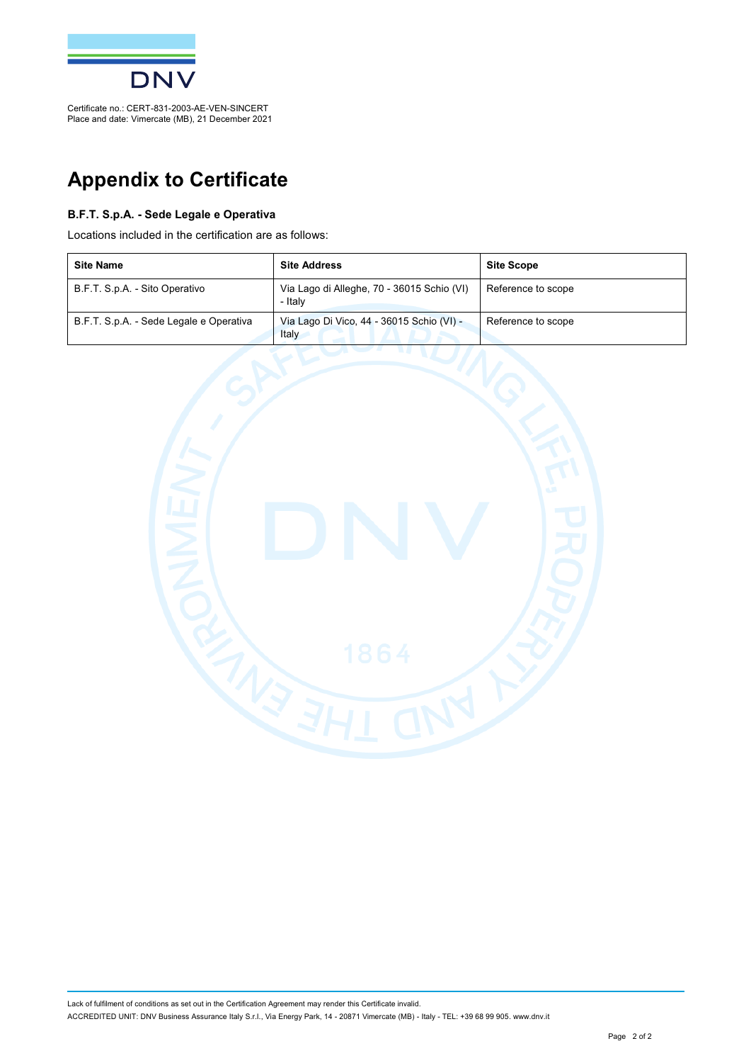Certificate no.: CERT-831-2003-AE-VEN-SINCERT
Place and date: Vimercate (MB), 21 December 2021

# Appendix to Certificate

### B.F.T. S.p.A. - Sede Legale e Operativa

Locations included in the certification are as follows:

| Site Name | Site Address | Site Scope |
|---|---|---|
| B.F.T. S.p.A. - Sito Operativo | Via Lago di Alleghe, 70 - 36015 Schio (VI) - Italy | Reference to scope |
| B.F.T. S.p.A. - Sede Legale e Operativa | Via Lago Di Vico, 44 - 36015 Schio (VI) - Italy | Reference to scope |

Lack of fulfilment of conditions as set out in the Certification Agreement may render this Certificate invalid.

ACCREDITED UNIT: DNV Business Assurance Italy S.r.l., Via Energy Park, 14 - 20871 Vimercate (MB) - Italy - TEL: +39 68 99 905. www.dnv.it